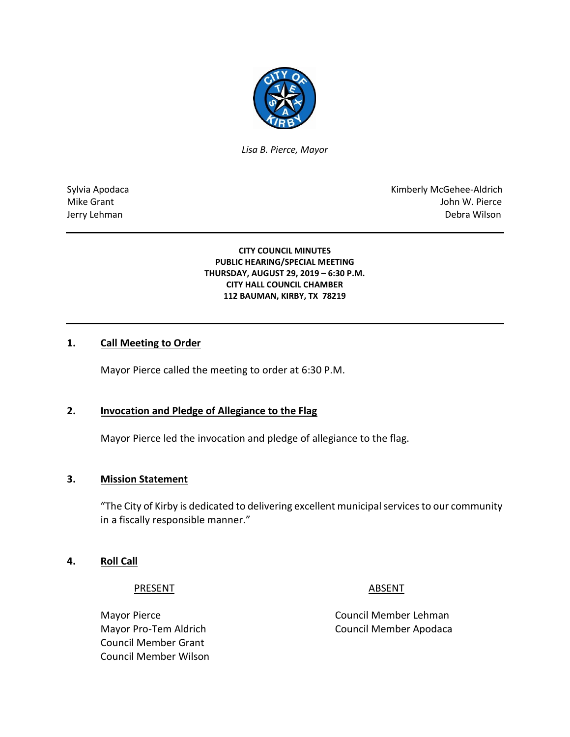*Lisa B. Pierce, Mayor*

Sylvia Apodaca
Mike Grant
Jerry Lehman

Kimberly McGehee-Aldrich
John W. Pierce
Debra Wilson

**CITY COUNCIL MINUTES**
**PUBLIC HEARING/SPECIAL MEETING**
**THURSDAY, AUGUST 29, 2019 – 6:30 P.M.**
**CITY HALL COUNCIL CHAMBER**
**112 BAUMAN, KIRBY, TX 78219**

## 1. Call Meeting to Order

Mayor Pierce called the meeting to order at 6:30 P.M.

## 2. Invocation and Pledge of Allegiance to the Flag

Mayor Pierce led the invocation and pledge of allegiance to the flag.

## 3. Mission Statement

"The City of Kirby is dedicated to delivering excellent municipal services to our community in a fiscally responsible manner."

## 4. Roll Call

| PRESENT | ABSENT |
|---|---|
| Mayor Pierce | Council Member Lehman |
| Mayor Pro-Tem Aldrich | Council Member Apodaca |
| Council Member Grant | |
| Council Member Wilson | |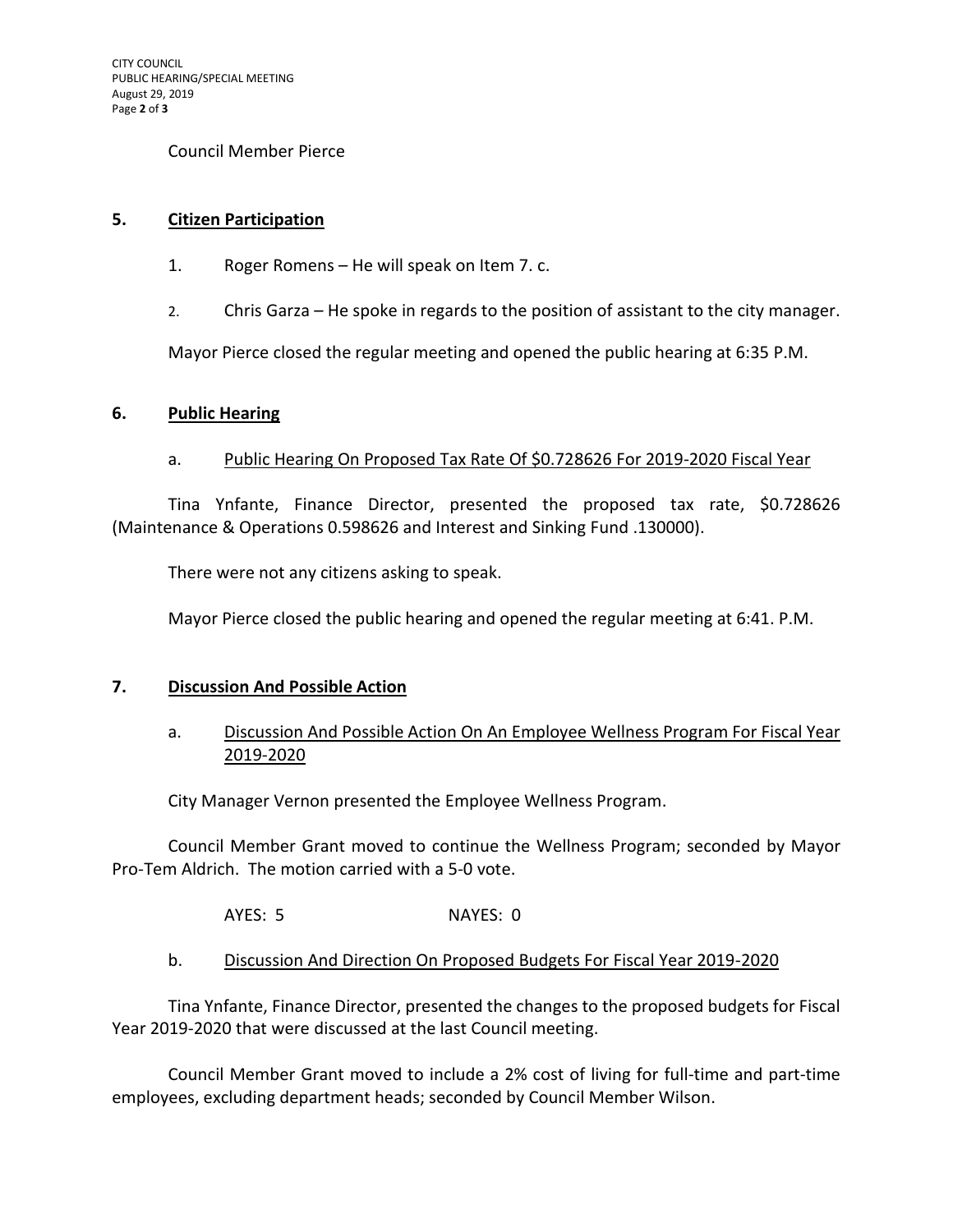Council Member Pierce

## 5. Citizen Participation

1. Roger Romens – He will speak on Item 7. c.
2. Chris Garza – He spoke in regards to the position of assistant to the city manager.

Mayor Pierce closed the regular meeting and opened the public hearing at 6:35 P.M.

## 6. Public Hearing

a. Public Hearing On Proposed Tax Rate Of $0.728626 For 2019-2020 Fiscal Year

Tina Ynfante, Finance Director, presented the proposed tax rate, $0.728626 (Maintenance & Operations 0.598626 and Interest and Sinking Fund .130000).

There were not any citizens asking to speak.

Mayor Pierce closed the public hearing and opened the regular meeting at 6:41. P.M.

## 7. Discussion And Possible Action

a. Discussion And Possible Action On An Employee Wellness Program For Fiscal Year 2019-2020

City Manager Vernon presented the Employee Wellness Program.

Council Member Grant moved to continue the Wellness Program; seconded by Mayor Pro-Tem Aldrich. The motion carried with a 5-0 vote.

AYES: 5 NAYES: 0

b. Discussion And Direction On Proposed Budgets For Fiscal Year 2019-2020

Tina Ynfante, Finance Director, presented the changes to the proposed budgets for Fiscal Year 2019-2020 that were discussed at the last Council meeting.

Council Member Grant moved to include a 2% cost of living for full-time and part-time employees, excluding department heads; seconded by Council Member Wilson.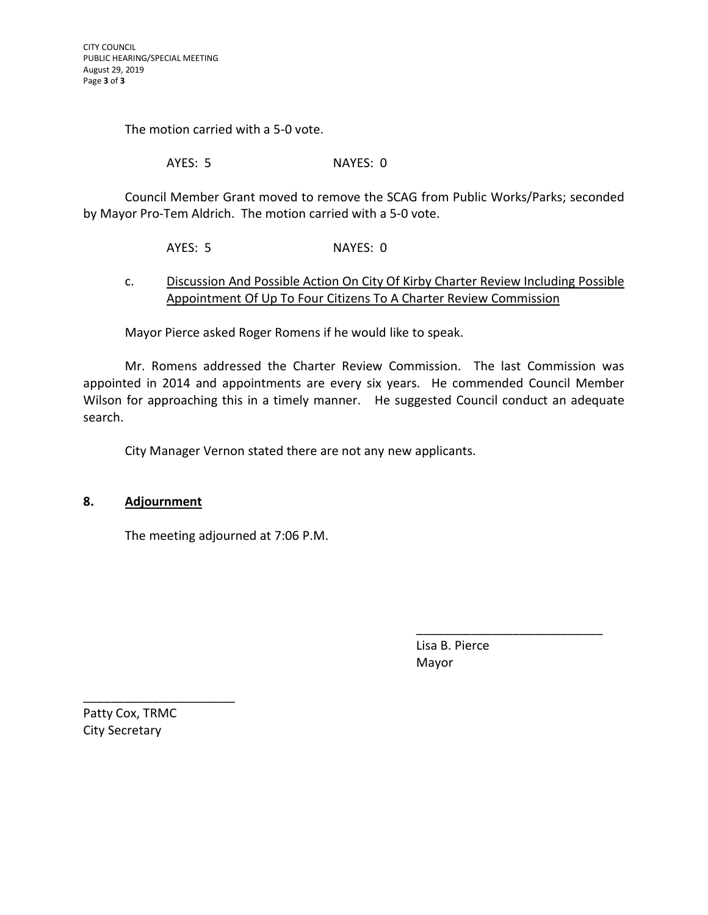The motion carried with a 5-0 vote.

AYES: 5 NAYES: 0

Council Member Grant moved to remove the SCAG from Public Works/Parks; seconded by Mayor Pro-Tem Aldrich. The motion carried with a 5-0 vote.

AYES: 5 NAYES: 0

c. Discussion And Possible Action On City Of Kirby Charter Review Including Possible Appointment Of Up To Four Citizens To A Charter Review Commission

Mayor Pierce asked Roger Romens if he would like to speak.

Mr. Romens addressed the Charter Review Commission. The last Commission was appointed in 2014 and appointments are every six years. He commended Council Member Wilson for approaching this in a timely manner. He suggested Council conduct an adequate search.

City Manager Vernon stated there are not any new applicants.

**8. Adjournment**

The meeting adjourned at 7:06 P.M.

\_\_\_\_\_\_\_\_\_\_\_\_\_\_\_\_\_\_\_\_\_\_\_\_\_\_\_\_
Lisa B. Pierce
Mayor

\_\_\_\_\_\_\_\_\_\_\_\_\_\_\_\_\_\_\_\_\_\_\_
Patty Cox, TRMC
City Secretary